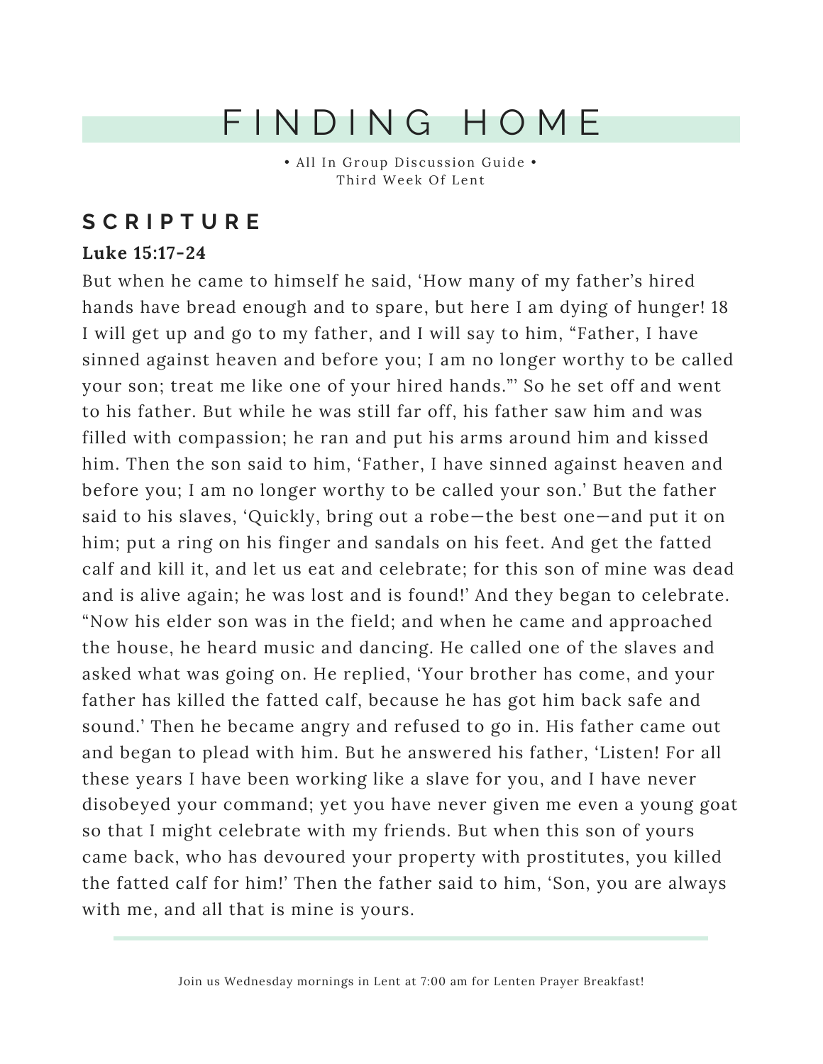# FINDING HOME

• All In Group Discussion Guide •
Third Week Of Lent

## SCRIPTURE

**Luke 15:17-24**

But when he came to himself he said, 'How many of my father's hired hands have bread enough and to spare, but here I am dying of hunger! 18 I will get up and go to my father, and I will say to him, "Father, I have sinned against heaven and before you; I am no longer worthy to be called your son; treat me like one of your hired hands."' So he set off and went to his father. But while he was still far off, his father saw him and was filled with compassion; he ran and put his arms around him and kissed him. Then the son said to him, 'Father, I have sinned against heaven and before you; I am no longer worthy to be called your son.' But the father said to his slaves, 'Quickly, bring out a robe—the best one—and put it on him; put a ring on his finger and sandals on his feet. And get the fatted calf and kill it, and let us eat and celebrate; for this son of mine was dead and is alive again; he was lost and is found!' And they began to celebrate. "Now his elder son was in the field; and when he came and approached the house, he heard music and dancing. He called one of the slaves and asked what was going on. He replied, 'Your brother has come, and your father has killed the fatted calf, because he has got him back safe and sound.' Then he became angry and refused to go in. His father came out and began to plead with him. But he answered his father, 'Listen! For all these years I have been working like a slave for you, and I have never disobeyed your command; yet you have never given me even a young goat so that I might celebrate with my friends. But when this son of yours came back, who has devoured your property with prostitutes, you killed the fatted calf for him!' Then the father said to him, 'Son, you are always with me, and all that is mine is yours.

---

Join us Wednesday mornings in Lent at 7:00 am for Lenten Prayer Breakfast!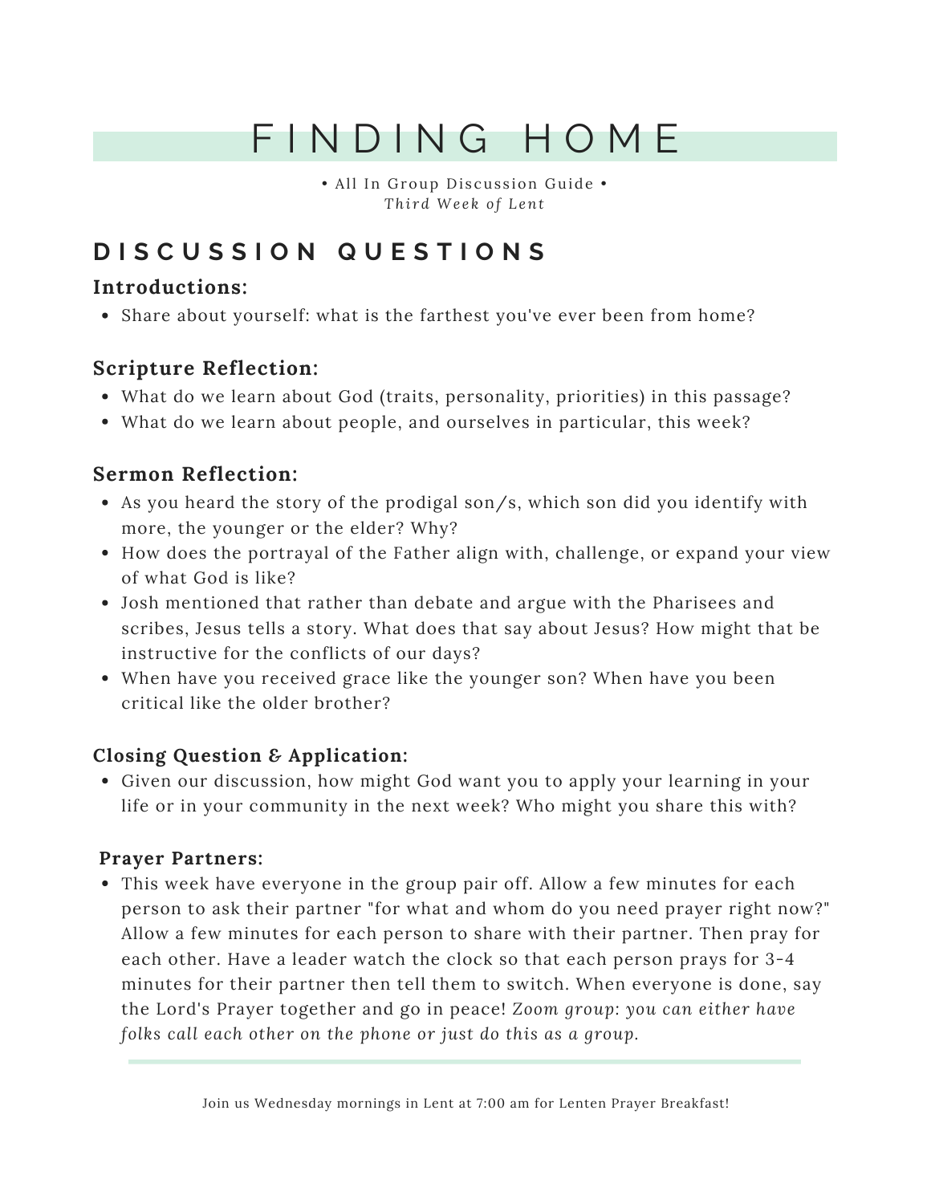# FINDING HOME

• All In Group Discussion Guide •
*Third Week of Lent*

## DISCUSSION QUESTIONS

### Introductions:

- Share about yourself: what is the farthest you've ever been from home?

### Scripture Reflection:

- What do we learn about God (traits, personality, priorities) in this passage?
- What do we learn about people, and ourselves in particular, this week?

### Sermon Reflection:

- As you heard the story of the prodigal son/s, which son did you identify with more, the younger or the elder? Why?
- How does the portrayal of the Father align with, challenge, or expand your view of what God is like?
- Josh mentioned that rather than debate and argue with the Pharisees and scribes, Jesus tells a story. What does that say about Jesus? How might that be instructive for the conflicts of our days?
- When have you received grace like the younger son? When have you been critical like the older brother?

### Closing Question & Application:

- Given our discussion, how might God want you to apply your learning in your life or in your community in the next week? Who might you share this with?

### Prayer Partners:

- This week have everyone in the group pair off. Allow a few minutes for each person to ask their partner "for what and whom do you need prayer right now?" Allow a few minutes for each person to share with their partner. Then pray for each other. Have a leader watch the clock so that each person prays for 3-4 minutes for their partner then tell them to switch. When everyone is done, say the Lord's Prayer together and go in peace! *Zoom group: you can either have folks call each other on the phone or just do this as a group.*

Join us Wednesday mornings in Lent at 7:00 am for Lenten Prayer Breakfast!